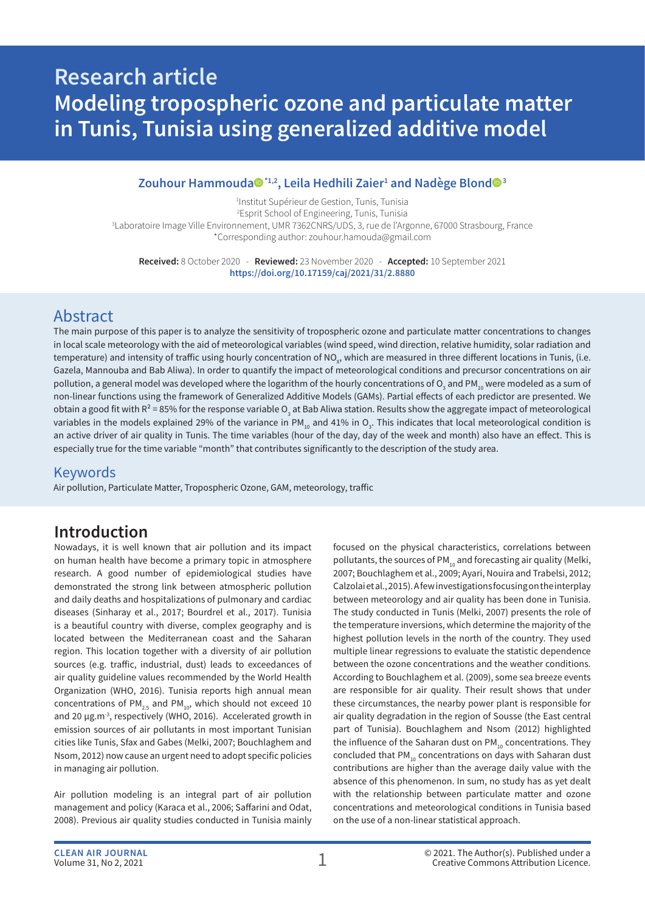Research article

# Modeling tropospheric ozone and particulate matter in Tunis, Tunisia using generalized additive model

**Zouhour Hammouda[*1,2], Leila Hedhili Zaier[1] and Nadège Blond[3]**

[1]Institut Supérieur de Gestion, Tunis, Tunisia
[2]Esprit School of Engineering, Tunis, Tunisia
[3]Laboratoire Image Ville Environnement, UMR 7362CNRS/UDS, 3, rue de l'Argonne, 67000 Strasbourg, France
*Corresponding author: zouhour.hamouda@gmail.com

**Received:** 8 October 2020 - **Reviewed:** 23 November 2020 - **Accepted:** 10 September 2021
https://doi.org/10.17159/caj/2021/31/2.8880

## Abstract

The main purpose of this paper is to analyze the sensitivity of tropospheric ozone and particulate matter concentrations to changes in local scale meteorology with the aid of meteorological variables (wind speed, wind direction, relative humidity, solar radiation and temperature) and intensity of traffic using hourly concentration of $NO_x$, which are measured in three different locations in Tunis, (i.e. Gazela, Mannouba and Bab Aliwa). In order to quantify the impact of meteorological conditions and precursor concentrations on air pollution, a general model was developed where the logarithm of the hourly concentrations of $O_3$ and $PM_{10}$ were modeled as a sum of non-linear functions using the framework of Generalized Additive Models (GAMs). Partial effects of each predictor are presented. We obtain a good fit with $R^2$ = 85% for the response variable $O_3$ at Bab Aliwa station. Results show the aggregate impact of meteorological variables in the models explained 29% of the variance in $PM_{10}$ and 41% in $O_3$. This indicates that local meteorological condition is an active driver of air quality in Tunis. The time variables (hour of the day, day of the week and month) also have an effect. This is especially true for the time variable "month" that contributes significantly to the description of the study area.

## Keywords

Air pollution, Particulate Matter, Tropospheric Ozone, GAM, meteorology, traffic

## Introduction

Nowadays, it is well known that air pollution and its impact on human health have become a primary topic in atmosphere research. A good number of epidemiological studies have demonstrated the strong link between atmospheric pollution and daily deaths and hospitalizations of pulmonary and cardiac diseases (Sinharay et al., 2017; Bourdrel et al., 2017). Tunisia is a beautiful country with diverse, complex geography and is located between the Mediterranean coast and the Saharan region. This location together with a diversity of air pollution sources (e.g. traffic, industrial, dust) leads to exceedances of air quality guideline values recommended by the World Health Organization (WHO, 2016). Tunisia reports high annual mean concentrations of $PM_{2.5}$ and $PM_{10}$, which should not exceed 10 and 20 $\mu g.m^{-3}$, respectively (WHO, 2016). Accelerated growth in emission sources of air pollutants in most important Tunisian cities like Tunis, Sfax and Gabes (Melki, 2007; Bouchlaghem and Nsom, 2012) now cause an urgent need to adopt specific policies in managing air pollution.

Air pollution modeling is an integral part of air pollution management and policy (Karaca et al., 2006; Saffarini and Odat, 2008). Previous air quality studies conducted in Tunisia mainly focused on the physical characteristics, correlations between pollutants, the sources of $PM_{10}$ and forecasting air quality (Melki, 2007; Bouchlaghem et al., 2009; Ayari, Nouira and Trabelsi, 2012; Calzolai et al., 2015). A few investigations focusing on the interplay between meteorology and air quality has been done in Tunisia. The study conducted in Tunis (Melki, 2007) presents the role of the temperature inversions, which determine the majority of the highest pollution levels in the north of the country. They used multiple linear regressions to evaluate the statistic dependence between the ozone concentrations and the weather conditions. According to Bouchlaghem et al. (2009), some sea breeze events are responsible for air quality. Their result shows that under these circumstances, the nearby power plant is responsible for air quality degradation in the region of Sousse (the East central part of Tunisia). Bouchlaghem and Nsom (2012) highlighted the influence of the Saharan dust on $PM_{10}$ concentrations. They concluded that $PM_{10}$ concentrations on days with Saharan dust contributions are higher than the average daily value with the absence of this phenomenon. In sum, no study has as yet dealt with the relationship between particulate matter and ozone concentrations and meteorological conditions in Tunisia based on the use of a non-linear statistical approach.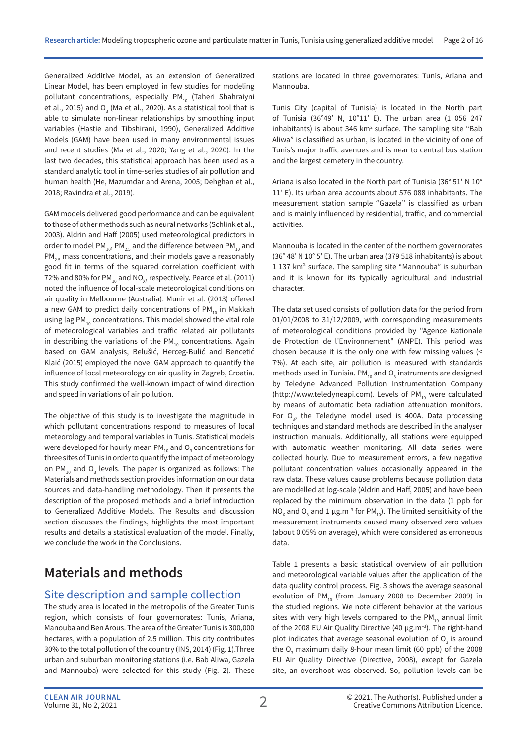Generalized Additive Model, as an extension of Generalized Linear Model, has been employed in few studies for modeling pollutant concentrations, especially $PM_{10}$ (Taheri Shahraiyni et al., 2015) and $O_3$ (Ma et al., 2020). As a statistical tool that is able to simulate non-linear relationships by smoothing input variables (Hastie and Tibshirani, 1990), Generalized Additive Models (GAM) have been used in many environmental issues and recent studies (Ma et al., 2020; Yang et al., 2020). In the last two decades, this statistical approach has been used as a standard analytic tool in time-series studies of air pollution and human health (He, Mazumdar and Arena, 2005; Dehghan et al., 2018; Ravindra et al., 2019).

GAM models delivered good performance and can be equivalent to those of other methods such as neural networks (Schlink et al., 2003). Aldrin and Haff (2005) used meteorological predictors in order to model $PM_{10}$, $PM_{2.5}$ and the difference between $PM_{10}$ and $PM_{2.5}$ mass concentrations, and their models gave a reasonably good fit in terms of the squared correlation coefficient with 72% and 80% for $PM_{10}$ and $NO_x$, respectively. Pearce et al. (2011) noted the influence of local-scale meteorological conditions on air quality in Melbourne (Australia). Munir et al. (2013) offered a new GAM to predict daily concentrations of $PM_{10}$ in Makkah using lag $PM_{10}$ concentrations. This model showed the vital role of meteorological variables and traffic related air pollutants in describing the variations of the $PM_{10}$ concentrations. Again based on GAM analysis, Belušić, Herceg-Bulić and Bencetić Klaić (2015) employed the novel GAM approach to quantify the influence of local meteorology on air quality in Zagreb, Croatia. This study confirmed the well-known impact of wind direction and speed in variations of air pollution.

The objective of this study is to investigate the magnitude in which pollutant concentrations respond to measures of local meteorology and temporal variables in Tunis. Statistical models were developed for hourly mean $PM_{10}$ and $O_3$ concentrations for three sites of Tunis in order to quantify the impact of meteorology on $PM_{10}$ and $O_3$ levels. The paper is organized as follows: The Materials and methods section provides information on our data sources and data-handling methodology. Then it presents the description of the proposed methods and a brief introduction to Generalized Additive Models. The Results and discussion section discusses the findings, highlights the most important results and details a statistical evaluation of the model. Finally, we conclude the work in the Conclusions.

# Materials and methods

## Site description and sample collection

The study area is located in the metropolis of the Greater Tunis region, which consists of four governorates: Tunis, Ariana, Manouba and Ben Arous. The area of the Greater Tunis is 300,000 hectares, with a population of 2.5 million. This city contributes 30% to the total pollution of the country (INS, 2014) (Fig. 1).Three urban and suburban monitoring stations (i.e. Bab Aliwa, Gazela and Mannouba) were selected for this study (Fig. 2). These stations are located in three governorates: Tunis, Ariana and Mannouba.

Tunis City (capital of Tunisia) is located in the North part of Tunisia (36°49' N, 10°11' E). The urban area (1 056 247 inhabitants) is about 346 km² surface. The sampling site "Bab Aliwa" is classified as urban, is located in the vicinity of one of Tunis's major traffic avenues and is near to central bus station and the largest cemetery in the country.

Ariana is also located in the North part of Tunisia (36° 51' N 10° 11' E). Its urban area accounts about 576 088 inhabitants. The measurement station sample "Gazela" is classified as urban and is mainly influenced by residential, traffic, and commercial activities.

Mannouba is located in the center of the northern governorates (36° 48' N 10° 5' E). The urban area (379 518 inhabitants) is about 1 137 km² surface. The sampling site "Mannouba" is suburban and it is known for its typically agricultural and industrial character.

The data set used consists of pollution data for the period from 01/01/2008 to 31/12/2009, with corresponding measurements of meteorological conditions provided by "Agence Nationale de Protection de l'Environnement" (ANPE). This period was chosen because it is the only one with few missing values (< 7%). At each site, air pollution is measured with standards methods used in Tunisia. $PM_{10}$ and $O_3$ instruments are designed by Teledyne Advanced Pollution Instrumentation Company (http://www.teledyneapi.com). Levels of $PM_{10}$ were calculated by means of automatic beta radiation attenuation monitors. For $O_3$, the Teledyne model used is 400A. Data processing techniques and standard methods are described in the analyser instruction manuals. Additionally, all stations were equipped with automatic weather monitoring. All data series were collected hourly. Due to measurement errors, a few negative pollutant concentration values occasionally appeared in the raw data. These values cause problems because pollution data are modelled at log-scale (Aldrin and Haff, 2005) and have been replaced by the minimum observation in the data (1 ppb for $NO_x$ and $O_3$ and 1 $\mu g.m^{-3}$ for $PM_{10}$). The limited sensitivity of the measurement instruments caused many observed zero values (about 0.05% on average), which were considered as erroneous data.

Table 1 presents a basic statistical overview of air pollution and meteorological variable values after the application of the data quality control process. Fig. 3 shows the average seasonal evolution of $PM_{10}$ (from January 2008 to December 2009) in the studied regions. We note different behavior at the various sites with very high levels compared to the $PM_{10}$ annual limit of the 2008 EU Air Quality Directive (40 $\mu g.m^{-3}$). The right-hand plot indicates that average seasonal evolution of $O_3$ is around the $O_3$ maximum daily 8-hour mean limit (60 ppb) of the 2008 EU Air Quality Directive (Directive, 2008), except for Gazela site, an overshoot was observed. So, pollution levels can be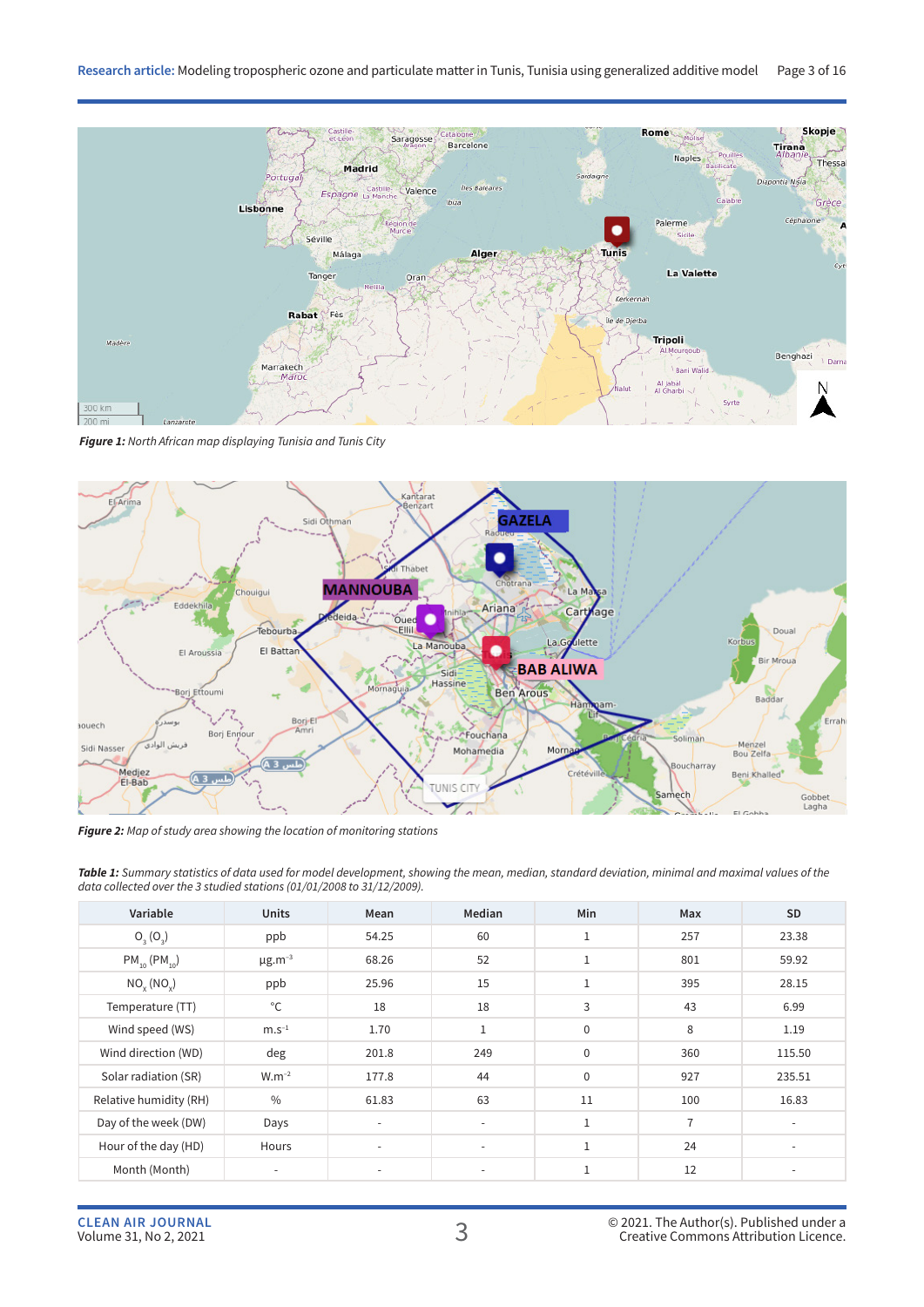*Figure 1: North African map displaying Tunisia and Tunis City*

*Figure 2: Map of study area showing the location of monitoring stations*

*Table 1: Summary statistics of data used for model development, showing the mean, median, standard deviation, minimal and maximal values of the data collected over the 3 studied stations (01/01/2008 to 31/12/2009).*

| Variable | Units | Mean | Median | Min | Max | SD |
|---|---|---|---|---|---|---|
| $O_3$ ($O_3$) | ppb | 54.25 | 60 | 1 | 257 | 23.38 |
| $PM_{10}$ ($PM_{10}$) | µg.m$^{-3}$ | 68.26 | 52 | 1 | 801 | 59.92 |
| $NO_x$ ($NO_x$) | ppb | 25.96 | 15 | 1 | 395 | 28.15 |
| Temperature (TT) | °C | 18 | 18 | 3 | 43 | 6.99 |
| Wind speed (WS) | m.s$^{-1}$ | 1.70 | 1 | 0 | 8 | 1.19 |
| Wind direction (WD) | deg | 201.8 | 249 | 0 | 360 | 115.50 |
| Solar radiation (SR) | W.m$^{-2}$ | 177.8 | 44 | 0 | 927 | 235.51 |
| Relative humidity (RH) | % | 61.83 | 63 | 11 | 100 | 16.83 |
| Day of the week (DW) | Days | - | - | 1 | 7 | - |
| Hour of the day (HD) | Hours | - | - | 1 | 24 | - |
| Month (Month) | - | - | - | 1 | 12 | - |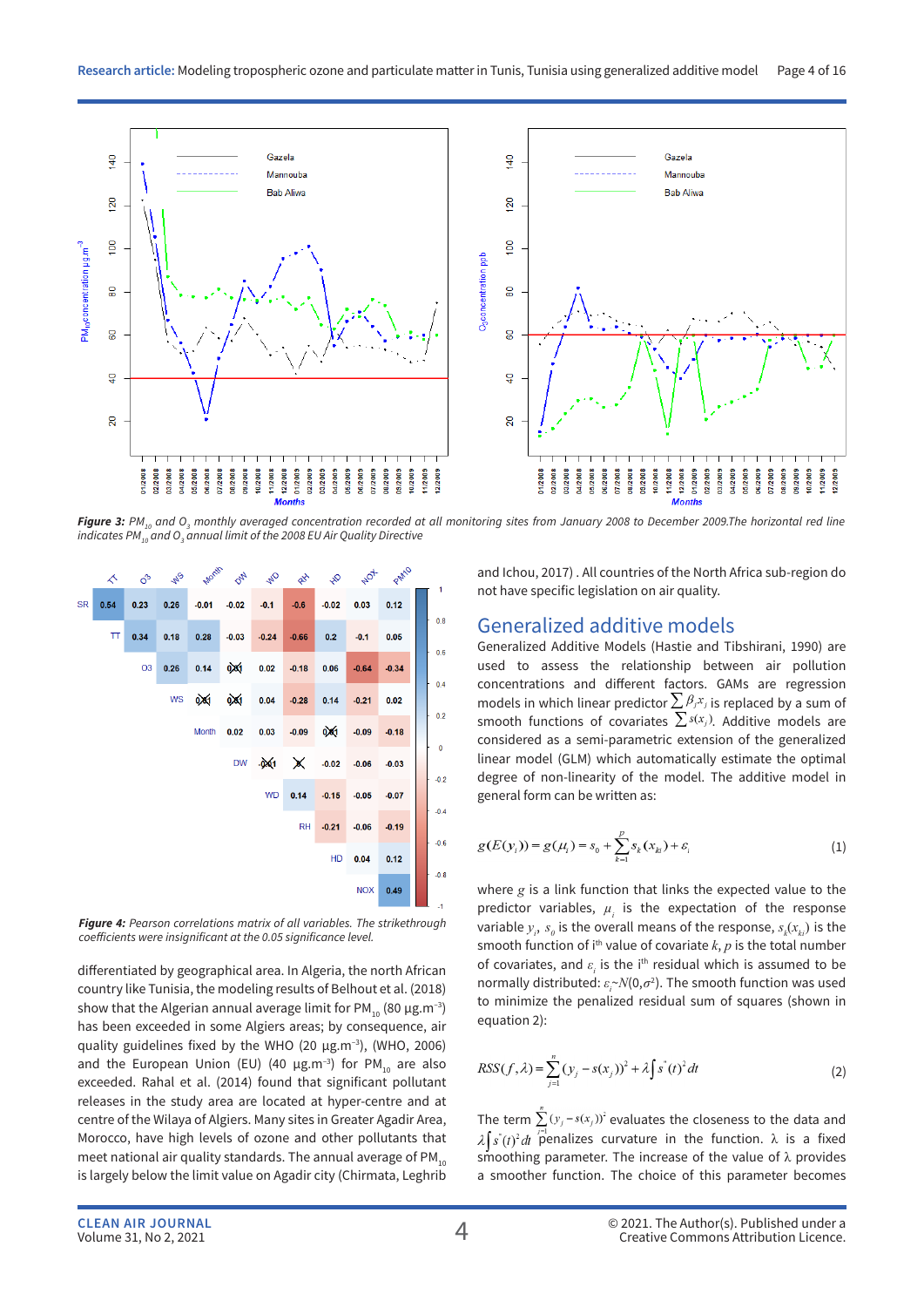*Figure 3: $PM_{10}$ and $O_3$ monthly averaged concentration recorded at all monitoring sites from January 2008 to December 2009.The horizontal red line indicates $PM_{10}$ and $O_3$ annual limit of the 2008 EU Air Quality Directive*

*Figure 4: Pearson correlations matrix of all variables. The strikethrough coefficients were insignificant at the 0.05 significance level.*

differentiated by geographical area. In Algeria, the north African country like Tunisia, the modeling results of Belhout et al. (2018) show that the Algerian annual average limit for $PM_{10}$ (80 µg.m$^{-3}$) has been exceeded in some Algiers areas; by consequence, air quality guidelines fixed by the WHO (20 µg.m$^{-3}$), (WHO, 2006) and the European Union (EU) (40 µg.m$^{-3}$) for $PM_{10}$ are also exceeded. Rahal et al. (2014) found that significant pollutant releases in the study area are located at hyper-centre and at centre of the Wilaya of Algiers. Many sites in Greater Agadir Area, Morocco, have high levels of ozone and other pollutants that meet national air quality standards. The annual average of $PM_{10}$ is largely below the limit value on Agadir city (Chirmata, Leghrib and Ichou, 2017) . All countries of the North Africa sub-region do not have specific legislation on air quality.

## Generalized additive models

Generalized Additive Models (Hastie and Tibshirani, 1990) are used to assess the relationship between air pollution concentrations and different factors. GAMs are regression models in which linear predictor $\sum \beta_j x_j$ is replaced by a sum of smooth functions of covariates $\sum s(x_j)$. Additive models are considered as a semi-parametric extension of the generalized linear model (GLM) which automatically estimate the optimal degree of non-linearity of the model. The additive model in general form can be written as:

$$g(E(y_i)) = g(\mu_i) = s_0 + \sum_{k=1}^{p} s_k(x_{ki}) + \varepsilon_i \qquad (1)$$

where $g$ is a link function that links the expected value to the predictor variables, $\mu_i$ is the expectation of the response variable $y_i$, $s_0$ is the overall means of the response, $s_k(x_{ki})$ is the smooth function of i$^{th}$ value of covariate $k$, $p$ is the total number of covariates, and $\varepsilon_i$ is the i$^{th}$ residual which is assumed to be normally distributed: $\varepsilon_i \sim N(0,\sigma^2)$. The smooth function was used to minimize the penalized residual sum of squares (shown in equation 2):

$$RSS(f,\lambda) = \sum_{j=1}^{n}(y_j - s(x_j))^2 + \lambda \int s''(t)^2\, dt \qquad (2)$$

The term $\sum_{j=1}^{n}(y_j - s(x_j))^2$ evaluates the closeness to the data and $\lambda \int s''(t)^2\, dt$ penalizes curvature in the function. λ is a fixed smoothing parameter. The increase of the value of λ provides a smoother function. The choice of this parameter becomes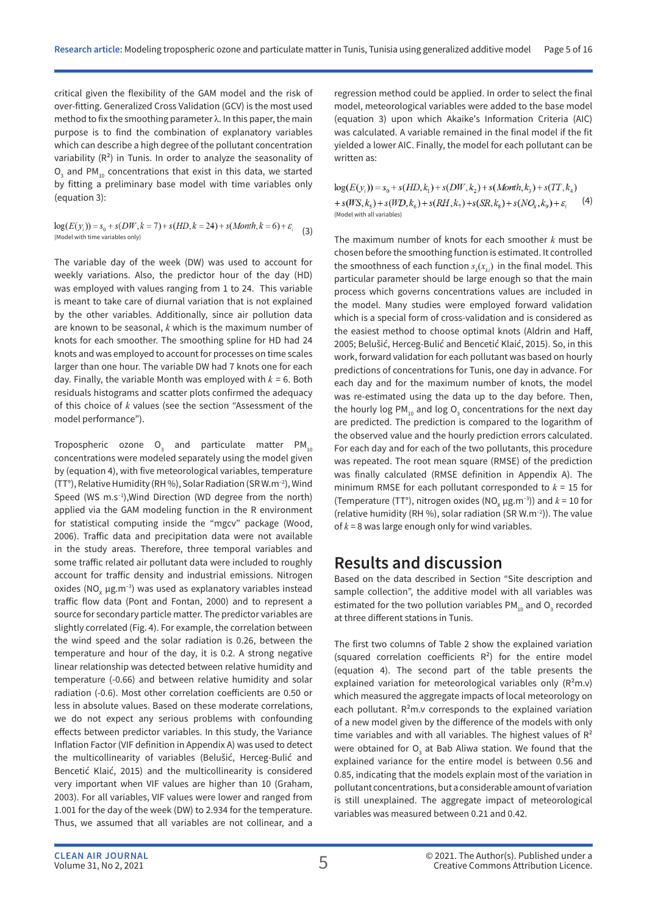critical given the flexibility of the GAM model and the risk of over-fitting. Generalized Cross Validation (GCV) is the most used method to fix the smoothing parameter λ. In this paper, the main purpose is to find the combination of explanatory variables which can describe a high degree of the pollutant concentration variability ($R^2$) in Tunis. In order to analyze the seasonality of $O_3$ and $PM_{10}$ concentrations that exist in this data, we started by fitting a preliminary base model with time variables only (equation 3):

$$\log(E(y_i)) = s_0 + s(DW, k = 7) + s(HD, k = 24) + s(Month, k = 6) + \varepsilon_i \quad (3)$$

(Model with time variables only)

The variable day of the week (DW) was used to account for weekly variations. Also, the predictor hour of the day (HD) was employed with values ranging from 1 to 24. This variable is meant to take care of diurnal variation that is not explained by the other variables. Additionally, since air pollution data are known to be seasonal, $k$ which is the maximum number of knots for each smoother. The smoothing spline for HD had 24 knots and was employed to account for processes on time scales larger than one hour. The variable DW had 7 knots one for each day. Finally, the variable Month was employed with $k = 6$. Both residuals histograms and scatter plots confirmed the adequacy of this choice of $k$ values (see the section "Assessment of the model performance").

Tropospheric ozone $O_3$ and particulate matter $PM_{10}$ concentrations were modeled separately using the model given by (equation 4), with five meteorological variables, temperature (TT°), Relative Humidity (RH %), Solar Radiation (SR W.m$^{-2}$), Wind Speed (WS m.s$^{-1}$),Wind Direction (WD degree from the north) applied via the GAM modeling function in the R environment for statistical computing inside the "mgcv" package (Wood, 2006). Traffic data and precipitation data were not available in the study areas. Therefore, three temporal variables and some traffic related air pollutant data were included to roughly account for traffic density and industrial emissions. Nitrogen oxides ($NO_x$ µg.m$^{-3}$) was used as explanatory variables instead traffic flow data (Pont and Fontan, 2000) and to represent a source for secondary particle matter. The predictor variables are slightly correlated (Fig. 4). For example, the correlation between the wind speed and the solar radiation is 0.26, between the temperature and hour of the day, it is 0.2. A strong negative linear relationship was detected between relative humidity and temperature (-0.66) and between relative humidity and solar radiation (-0.6). Most other correlation coefficients are 0.50 or less in absolute values. Based on these moderate correlations, we do not expect any serious problems with confounding effects between predictor variables. In this study, the Variance Inflation Factor (VIF definition in Appendix A) was used to detect the multicollinearity of variables (Belušić, Herceg-Bulić and Bencetić Klaić, 2015) and the multicollinearity is considered very important when VIF values are higher than 10 (Graham, 2003). For all variables, VIF values were lower and ranged from 1.001 for the day of the week (DW) to 2.934 for the temperature. Thus, we assumed that all variables are not collinear, and a regression method could be applied. In order to select the final model, meteorological variables were added to the base model (equation 3) upon which Akaike's Information Criteria (AIC) was calculated. A variable remained in the final model if the fit yielded a lower AIC. Finally, the model for each pollutant can be written as:

$$\log(E(y_i)) = s_0 + s(HD, k_1) + s(DW, k_2) + s(Month, k_3) + s(TT, k_4) + s(WS, k_5) + s(WD, k_6) + s(RH, k_7) + s(SR, k_8) + s(NO_x, k_9) + \varepsilon_i \quad (4)$$

(Model with all variables)

The maximum number of knots for each smoother $k$ must be chosen before the smoothing function is estimated. It controlled the smoothness of each function $s_k(x_{ki})$ in the final model. This particular parameter should be large enough so that the main process which governs concentrations values are included in the model. Many studies were employed forward validation which is a special form of cross-validation and is considered as the easiest method to choose optimal knots (Aldrin and Haff, 2005; Belušić, Herceg-Bulić and Bencetić Klaić, 2015). So, in this work, forward validation for each pollutant was based on hourly predictions of concentrations for Tunis, one day in advance. For each day and for the maximum number of knots, the model was re-estimated using the data up to the day before. Then, the hourly log $PM_{10}$ and log $O_3$ concentrations for the next day are predicted. The prediction is compared to the logarithm of the observed value and the hourly prediction errors calculated. For each day and for each of the two pollutants, this procedure was repeated. The root mean square (RMSE) of the prediction was finally calculated (RMSE definition in Appendix A). The minimum RMSE for each pollutant corresponded to $k = 15$ for (Temperature (TT°), nitrogen oxides ($NO_x$ µg.m$^{-3}$)) and $k = 10$ for (relative humidity (RH %), solar radiation (SR W.m$^{-2}$)). The value of $k = 8$ was large enough only for wind variables.

## Results and discussion

Based on the data described in Section "Site description and sample collection", the additive model with all variables was estimated for the two pollution variables $PM_{10}$ and $O_3$ recorded at three different stations in Tunis.

The first two columns of Table 2 show the explained variation (squared correlation coefficients $R^2$) for the entire model (equation 4). The second part of the table presents the explained variation for meteorological variables only ($R^2$m.v) which measured the aggregate impacts of local meteorology on each pollutant. $R^2$m.v corresponds to the explained variation of a new model given by the difference of the models with only time variables and with all variables. The highest values of $R^2$ were obtained for $O_3$ at Bab Aliwa station. We found that the explained variance for the entire model is between 0.56 and 0.85, indicating that the models explain most of the variation in pollutant concentrations, but a considerable amount of variation is still unexplained. The aggregate impact of meteorological variables was measured between 0.21 and 0.42.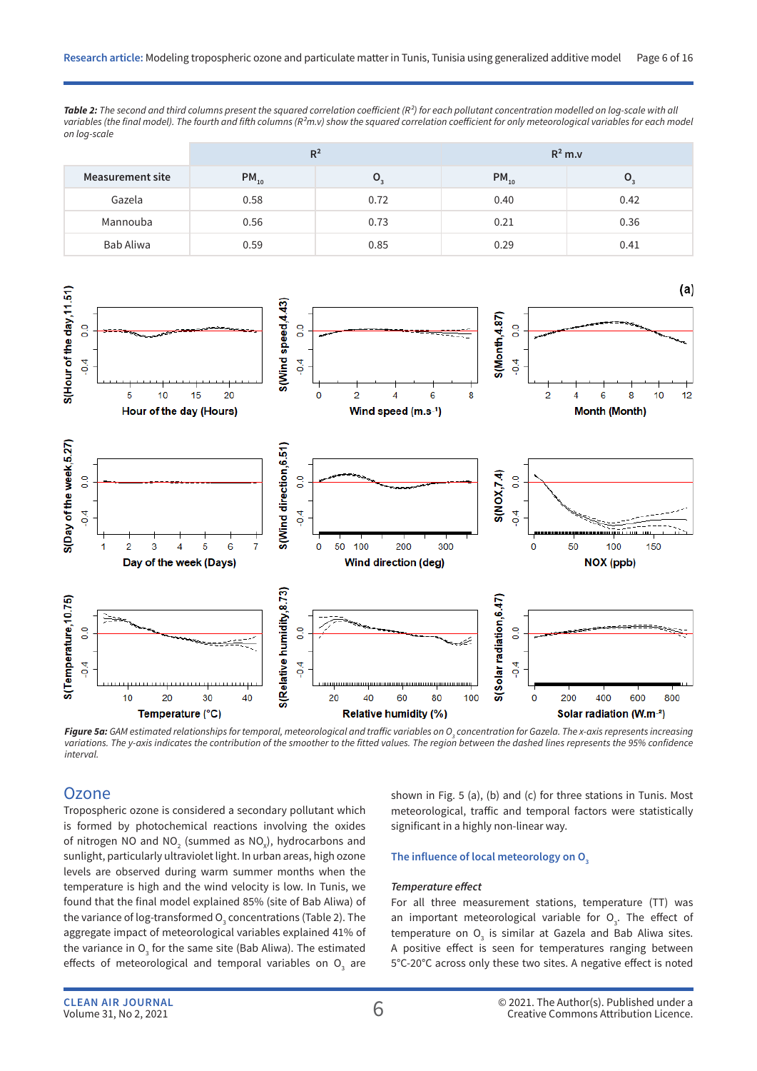*Table 2: The second and third columns present the squared correlation coefficient ($R^2$) for each pollutant concentration modelled on log-scale with all variables (the final model). The fourth and fifth columns ($R^2$m.v) show the squared correlation coefficient for only meteorological variables for each model on log-scale*

| | $R^2$ | | $R^2$ m.v | |
|---|---|---|---|---|
| Measurement site | $PM_{10}$ | $O_3$ | $PM_{10}$ | $O_3$ |
| Gazela | 0.58 | 0.72 | 0.40 | 0.42 |
| Mannouba | 0.56 | 0.73 | 0.21 | 0.36 |
| Bab Aliwa | 0.59 | 0.85 | 0.29 | 0.41 |

*Figure 5a: GAM estimated relationships for temporal, meteorological and traffic variables on $O_3$ concentration for Gazela. The x-axis represents increasing variations. The y-axis indicates the contribution of the smoother to the fitted values. The region between the dashed lines represents the 95% confidence interval.*

## Ozone

Tropospheric ozone is considered a secondary pollutant which is formed by photochemical reactions involving the oxides of nitrogen NO and $NO_2$ (summed as $NO_x$), hydrocarbons and sunlight, particularly ultraviolet light. In urban areas, high ozone levels are observed during warm summer months when the temperature is high and the wind velocity is low. In Tunis, we found that the final model explained 85% (site of Bab Aliwa) of the variance of log-transformed $O_3$ concentrations (Table 2). The aggregate impact of meteorological variables explained 41% of the variance in $O_3$ for the same site (Bab Aliwa). The estimated effects of meteorological and temporal variables on $O_3$ are shown in Fig. 5 (a), (b) and (c) for three stations in Tunis. Most meteorological, traffic and temporal factors were statistically significant in a highly non-linear way.

### The influence of local meteorology on $O_3$

#### *Temperature effect*

For all three measurement stations, temperature (TT) was an important meteorological variable for $O_3$. The effect of temperature on $O_3$ is similar at Gazela and Bab Aliwa sites. A positive effect is seen for temperatures ranging between 5°C-20°C across only these two sites. A negative effect is noted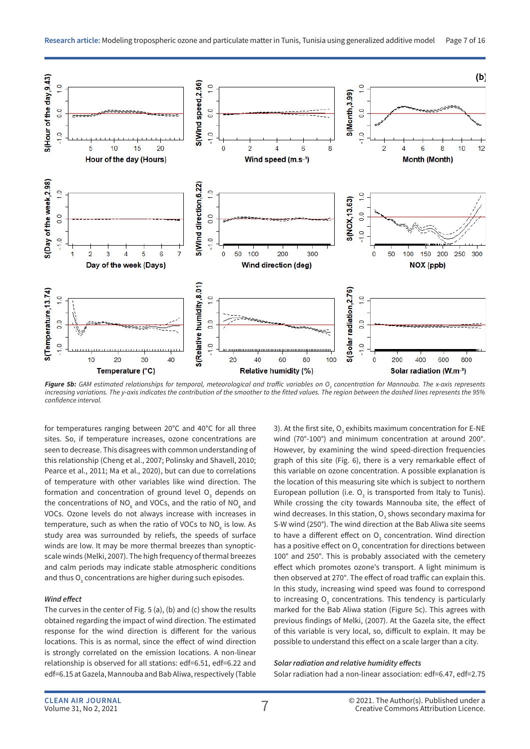**Figure 5b:** *GAM estimated relationships for temporal, meteorological and traffic variables on $O_3$ concentration for Mannouba. The x-axis represents increasing variations. The y-axis indicates the contribution of the smoother to the fitted values. The region between the dashed lines represents the 95% confidence interval.*

for temperatures ranging between 20°C and 40°C for all three sites. So, if temperature increases, ozone concentrations are seen to decrease. This disagrees with common understanding of this relationship (Cheng et al., 2007; Polinsky and Shavell, 2010; Pearce et al., 2011; Ma et al., 2020), but can due to correlations of temperature with other variables like wind direction. The formation and concentration of ground level $O_3$ depends on the concentrations of $NO_x$ and VOCs, and the ratio of $NO_x$ and VOCs. Ozone levels do not always increase with increases in temperature, such as when the ratio of VOCs to $NO_x$ is low. As study area was surrounded by reliefs, the speeds of surface winds are low. It may be more thermal breezes than synoptic-scale winds (Melki, 2007). The high frequency of thermal breezes and calm periods may indicate stable atmospheric conditions and thus $O_3$ concentrations are higher during such episodes.

*Wind effect*

The curves in the center of Fig. 5 (a), (b) and (c) show the results obtained regarding the impact of wind direction. The estimated response for the wind direction is different for the various locations. This is as normal, since the effect of wind direction is strongly correlated on the emission locations. A non-linear relationship is observed for all stations: edf=6.51, edf=6.22 and edf=6.15 at Gazela, Mannouba and Bab Aliwa, respectively (Table 3). At the first site, $O_3$ exhibits maximum concentration for E-NE wind (70°-100°) and minimum concentration at around 200°. However, by examining the wind speed-direction frequencies graph of this site (Fig. 6), there is a very remarkable effect of this variable on ozone concentration. A possible explanation is the location of this measuring site which is subject to northern European pollution (i.e. $O_3$ is transported from Italy to Tunis). While crossing the city towards Mannouba site, the effect of wind decreases. In this station, $O_3$ shows secondary maxima for S-W wind (250°). The wind direction at the Bab Aliwa site seems to have a different effect on $O_3$ concentration. Wind direction has a positive effect on $O_3$ concentration for directions between 100° and 250°. This is probably associated with the cemetery effect which promotes ozone's transport. A light minimum is then observed at 270°. The effect of road traffic can explain this. In this study, increasing wind speed was found to correspond to increasing $O_3$ concentrations. This tendency is particularly marked for the Bab Aliwa station (Figure 5c). This agrees with previous findings of Melki, (2007). At the Gazela site, the effect of this variable is very local, so, difficult to explain. It may be possible to understand this effect on a scale larger than a city.

*Solar radiation and relative humidity effects*

Solar radiation had a non-linear association: edf=6.47, edf=2.75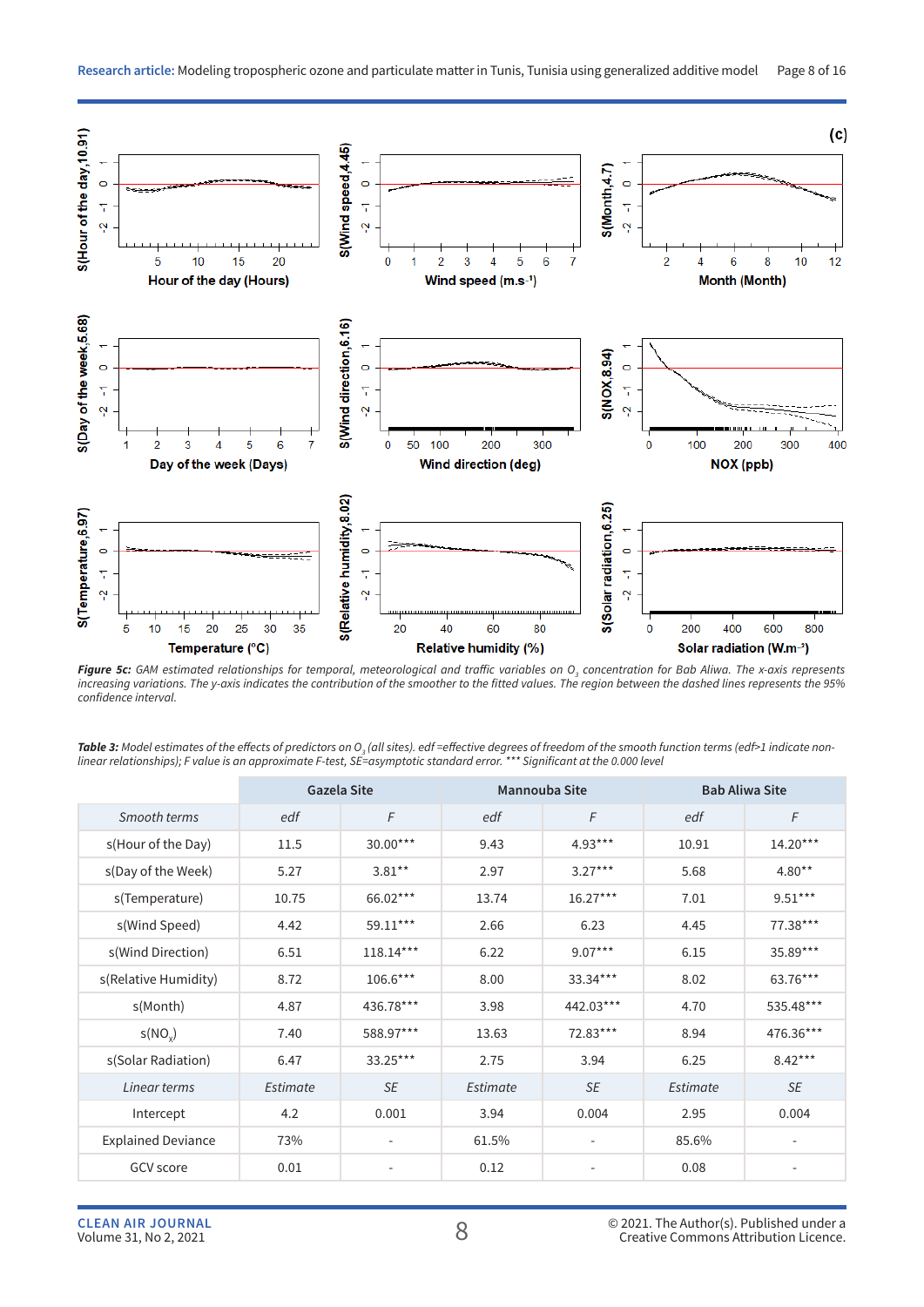***Figure 5c:*** *GAM estimated relationships for temporal, meteorological and traffic variables on $O_3$ concentration for Bab Aliwa. The x-axis represents increasing variations. The y-axis indicates the contribution of the smoother to the fitted values. The region between the dashed lines represents the 95% confidence interval.*

***Table 3:*** *Model estimates of the effects of predictors on $O_3$ (all sites). edf =effective degrees of freedom of the smooth function terms (edf>1 indicate non-linear relationships); F value is an approximate F-test, SE=asymptotic standard error. \*\*\* Significant at the 0.000 level*

| | Gazela Site | | Mannouba Site | | Bab Aliwa Site | |
|---|---|---|---|---|---|---|
| *Smooth terms* | *edf* | *F* | *edf* | *F* | *edf* | *F* |
| s(Hour of the Day) | 11.5 | 30.00*** | 9.43 | 4.93*** | 10.91 | 14.20*** |
| s(Day of the Week) | 5.27 | 3.81** | 2.97 | 3.27*** | 5.68 | 4.80** |
| s(Temperature) | 10.75 | 66.02*** | 13.74 | 16.27*** | 7.01 | 9.51*** |
| s(Wind Speed) | 4.42 | 59.11*** | 2.66 | 6.23 | 4.45 | 77.38*** |
| s(Wind Direction) | 6.51 | 118.14*** | 6.22 | 9.07*** | 6.15 | 35.89*** |
| s(Relative Humidity) | 8.72 | 106.6*** | 8.00 | 33.34*** | 8.02 | 63.76*** |
| s(Month) | 4.87 | 436.78*** | 3.98 | 442.03*** | 4.70 | 535.48*** |
| s($NO_x$) | 7.40 | 588.97*** | 13.63 | 72.83*** | 8.94 | 476.36*** |
| s(Solar Radiation) | 6.47 | 33.25*** | 2.75 | 3.94 | 6.25 | 8.42*** |
| *Linear terms* | *Estimate* | *SE* | *Estimate* | *SE* | *Estimate* | *SE* |
| Intercept | 4.2 | 0.001 | 3.94 | 0.004 | 2.95 | 0.004 |
| Explained Deviance | 73% | - | 61.5% | - | 85.6% | - |
| GCV score | 0.01 | - | 0.12 | - | 0.08 | - |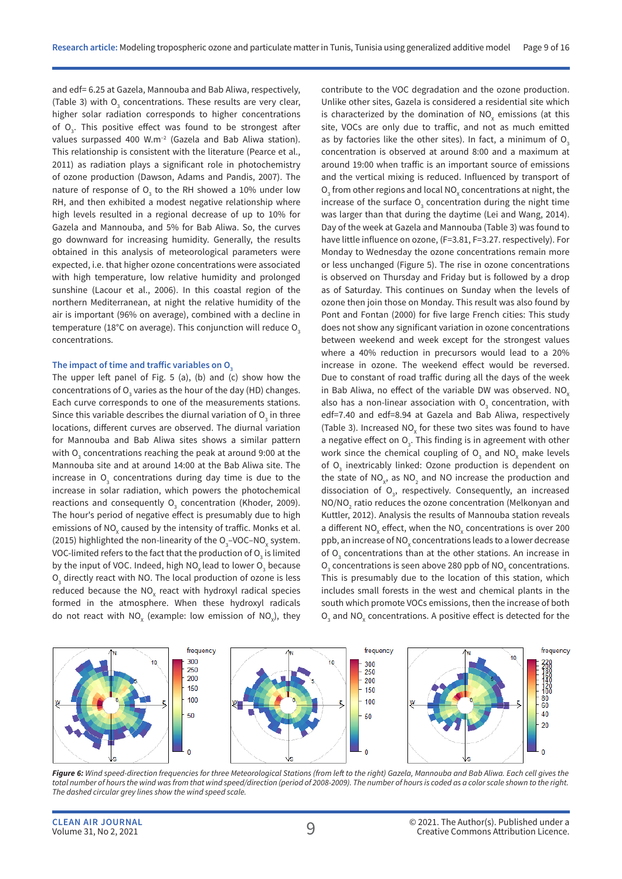and edf= 6.25 at Gazela, Mannouba and Bab Aliwa, respectively, (Table 3) with $O_3$ concentrations. These results are very clear, higher solar radiation corresponds to higher concentrations of $O_3$. This positive effect was found to be strongest after values surpassed 400 W.m$^{-2}$ (Gazela and Bab Aliwa station). This relationship is consistent with the literature (Pearce et al., 2011) as radiation plays a significant role in photochemistry of ozone production (Dawson, Adams and Pandis, 2007). The nature of response of $O_3$ to the RH showed a 10% under low RH, and then exhibited a modest negative relationship where high levels resulted in a regional decrease of up to 10% for Gazela and Mannouba, and 5% for Bab Aliwa. So, the curves go downward for increasing humidity. Generally, the results obtained in this analysis of meteorological parameters were expected, i.e. that higher ozone concentrations were associated with high temperature, low relative humidity and prolonged sunshine (Lacour et al., 2006). In this coastal region of the northern Mediterranean, at night the relative humidity of the air is important (96% on average), combined with a decline in temperature (18°C on average). This conjunction will reduce $O_3$ concentrations.

### The impact of time and traffic variables on $O_3$

The upper left panel of Fig. 5 (a), (b) and (c) show how the concentrations of $O_3$ varies as the hour of the day (HD) changes. Each curve corresponds to one of the measurements stations. Since this variable describes the diurnal variation of $O_3$ in three locations, different curves are observed. The diurnal variation for Mannouba and Bab Aliwa sites shows a similar pattern with $O_3$ concentrations reaching the peak at around 9:00 at the Mannouba site and at around 14:00 at the Bab Aliwa site. The increase in $O_3$ concentrations during day time is due to the increase in solar radiation, which powers the photochemical reactions and consequently $O_3$ concentration (Khoder, 2009). The hour's period of negative effect is presumably due to high emissions of $NO_x$ caused by the intensity of traffic. Monks et al. (2015) highlighted the non-linearity of the $O_3$–VOC–$NO_x$ system. VOC-limited refers to the fact that the production of $O_3$ is limited by the input of VOC. Indeed, high $NO_x$ lead to lower $O_3$ because $O_3$ directly react with NO. The local production of ozone is less reduced because the $NO_x$ react with hydroxyl radical species formed in the atmosphere. When these hydroxyl radicals do not react with $NO_x$ (example: low emission of $NO_x$), they contribute to the VOC degradation and the ozone production. Unlike other sites, Gazela is considered a residential site which is characterized by the domination of $NO_x$ emissions (at this site, VOCs are only due to traffic, and not as much emitted as by factories like the other sites). In fact, a minimum of $O_3$ concentration is observed at around 8:00 and a maximum at around 19:00 when traffic is an important source of emissions and the vertical mixing is reduced. Influenced by transport of $O_3$ from other regions and local $NO_x$ concentrations at night, the increase of the surface $O_3$ concentration during the night time was larger than that during the daytime (Lei and Wang, 2014). Day of the week at Gazela and Mannouba (Table 3) was found to have little influence on ozone, (F=3.81, F=3.27. respectively). For Monday to Wednesday the ozone concentrations remain more or less unchanged (Figure 5). The rise in ozone concentrations is observed on Thursday and Friday but is followed by a drop as of Saturday. This continues on Sunday when the levels of ozone then join those on Monday. This result was also found by Pont and Fontan (2000) for five large French cities: This study does not show any significant variation in ozone concentrations between weekend and week except for the strongest values where a 40% reduction in precursors would lead to a 20% increase in ozone. The weekend effect would be reversed. Due to constant of road traffic during all the days of the week in Bab Aliwa, no effect of the variable DW was observed. $NO_x$ also has a non-linear association with $O_3$ concentration, with edf=7.40 and edf=8.94 at Gazela and Bab Aliwa, respectively (Table 3). Increased $NO_x$ for these two sites was found to have a negative effect on $O_3$. This finding is in agreement with other work since the chemical coupling of $O_3$ and $NO_x$ make levels of $O_3$ inextricably linked: Ozone production is dependent on the state of $NO_x$, as $NO_2$ and NO increase the production and dissociation of $O_3$, respectively. Consequently, an increased $NO/NO_2$ ratio reduces the ozone concentration (Melkonyan and Kuttler, 2012). Analysis the results of Mannouba station reveals a different $NO_x$ effect, when the $NO_x$ concentrations is over 200 ppb, an increase of $NO_x$ concentrations leads to a lower decrease of $O_3$ concentrations than at the other stations. An increase in $O_3$ concentrations is seen above 280 ppb of $NO_x$ concentrations. This is presumably due to the location of this station, which includes small forests in the west and chemical plants in the south which promote VOCs emissions, then the increase of both $O_3$ and $NO_x$ concentrations. A positive effect is detected for the

*Figure 6: Wind speed-direction frequencies for three Meteorological Stations (from left to the right) Gazela, Mannouba and Bab Aliwa. Each cell gives the total number of hours the wind was from that wind speed/direction (period of 2008-2009). The number of hours is coded as a color scale shown to the right. The dashed circular grey lines show the wind speed scale.*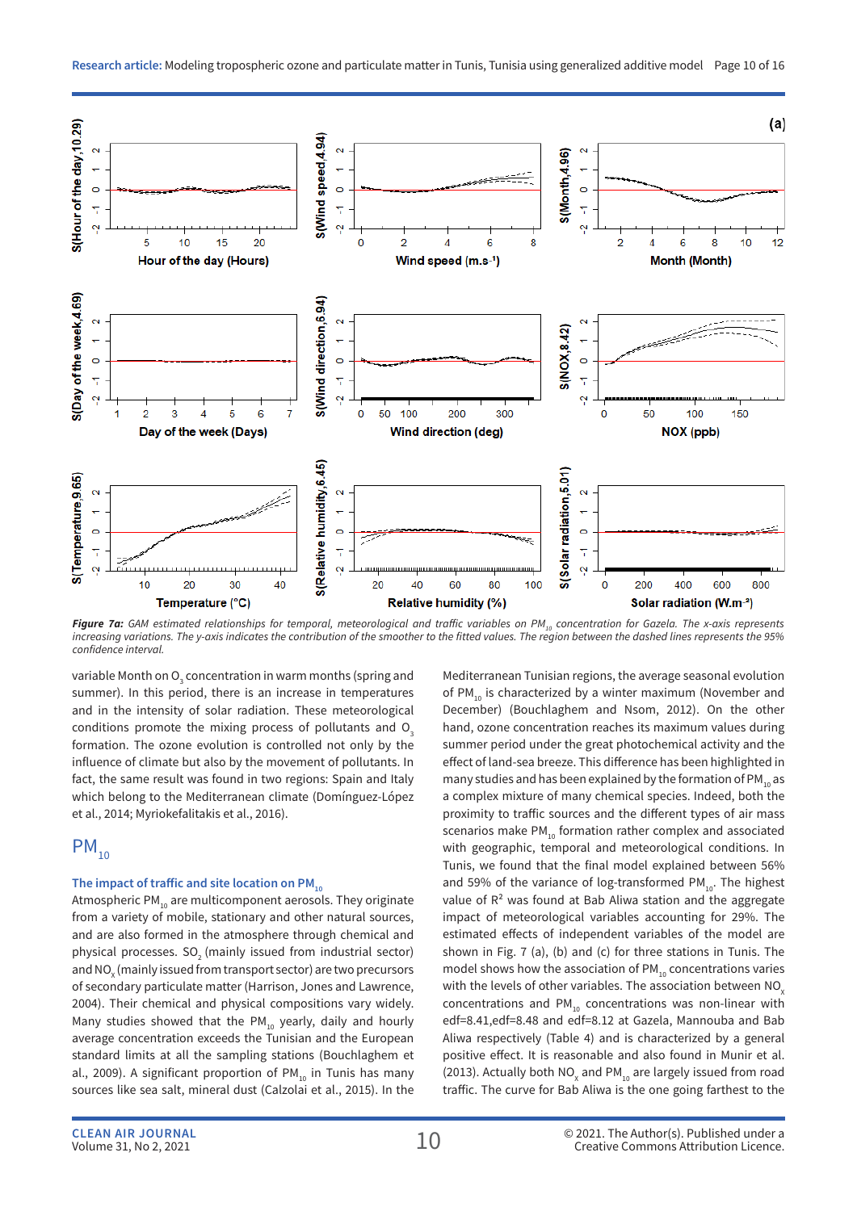*Figure 7a: GAM estimated relationships for temporal, meteorological and traffic variables on $PM_{10}$ concentration for Gazela. The x-axis represents increasing variations. The y-axis indicates the contribution of the smoother to the fitted values. The region between the dashed lines represents the 95% confidence interval.*

variable Month on $O_3$ concentration in warm months (spring and summer). In this period, there is an increase in temperatures and in the intensity of solar radiation. These meteorological conditions promote the mixing process of pollutants and $O_3$ formation. The ozone evolution is controlled not only by the influence of climate but also by the movement of pollutants. In fact, the same result was found in two regions: Spain and Italy which belong to the Mediterranean climate (Domínguez-López et al., 2014; Myriokefalitakis et al., 2016).

## $PM_{10}$

### The impact of traffic and site location on $PM_{10}$

Atmospheric $PM_{10}$ are multicomponent aerosols. They originate from a variety of mobile, stationary and other natural sources, and are also formed in the atmosphere through chemical and physical processes. $SO_2$ (mainly issued from industrial sector) and $NO_x$ (mainly issued from transport sector) are two precursors of secondary particulate matter (Harrison, Jones and Lawrence, 2004). Their chemical and physical compositions vary widely. Many studies showed that the $PM_{10}$ yearly, daily and hourly average concentration exceeds the Tunisian and the European standard limits at all the sampling stations (Bouchlaghem et al., 2009). A significant proportion of $PM_{10}$ in Tunis has many sources like sea salt, mineral dust (Calzolai et al., 2015). In the Mediterranean Tunisian regions, the average seasonal evolution of $PM_{10}$ is characterized by a winter maximum (November and December) (Bouchlaghem and Nsom, 2012). On the other hand, ozone concentration reaches its maximum values during summer period under the great photochemical activity and the effect of land-sea breeze. This difference has been highlighted in many studies and has been explained by the formation of $PM_{10}$ as a complex mixture of many chemical species. Indeed, both the proximity to traffic sources and the different types of air mass scenarios make $PM_{10}$ formation rather complex and associated with geographic, temporal and meteorological conditions. In Tunis, we found that the final model explained between 56% and 59% of the variance of log-transformed $PM_{10}$. The highest value of $R^2$ was found at Bab Aliwa station and the aggregate impact of meteorological variables accounting for 29%. The estimated effects of independent variables of the model are shown in Fig. 7 (a), (b) and (c) for three stations in Tunis. The model shows how the association of $PM_{10}$ concentrations varies with the levels of other variables. The association between $NO_x$ concentrations and $PM_{10}$ concentrations was non-linear with edf=8.41,edf=8.48 and edf=8.12 at Gazela, Mannouba and Bab Aliwa respectively (Table 4) and is characterized by a general positive effect. It is reasonable and also found in Munir et al. (2013). Actually both $NO_x$ and $PM_{10}$ are largely issued from road traffic. The curve for Bab Aliwa is the one going farthest to the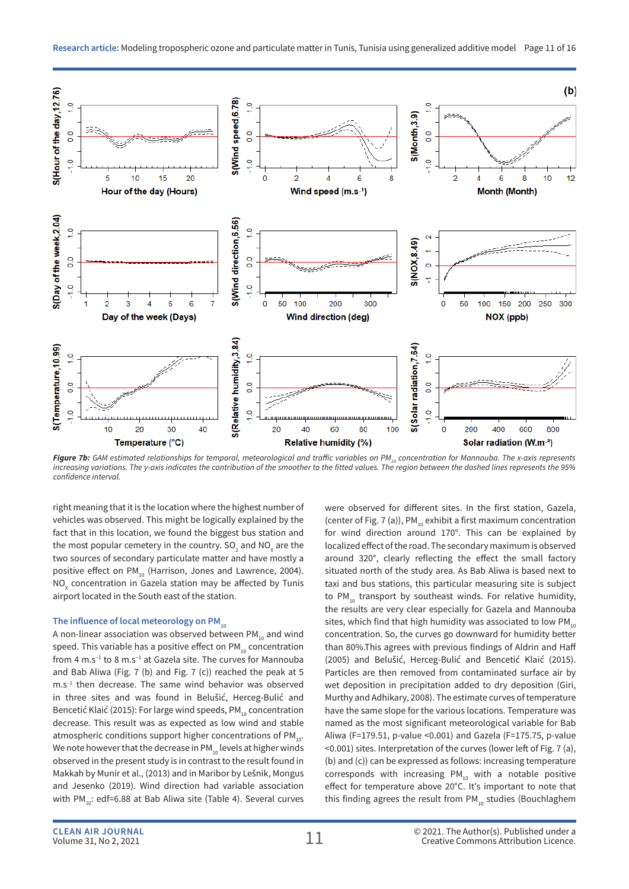*Figure 7b: GAM estimated relationships for temporal, meteorological and traffic variables on $PM_{10}$ concentration for Mannouba. The x-axis represents increasing variations. The y-axis indicates the contribution of the smoother to the fitted values. The region between the dashed lines represents the 95% confidence interval.*

right meaning that it is the location where the highest number of vehicles was observed. This might be logically explained by the fact that in this location, we found the biggest bus station and the most popular cemetery in the country. $SO_2$ and $NO_x$ are the two sources of secondary particulate matter and have mostly a positive effect on $PM_{10}$ (Harrison, Jones and Lawrence, 2004). $NO_x$ concentration in Gazela station may be affected by Tunis airport located in the South east of the station.

### The influence of local meteorology on $PM_{10}$

A non-linear association was observed between $PM_{10}$ and wind speed. This variable has a positive effect on $PM_{10}$ concentration from 4 m.s$^{-1}$ to 8 m.s$^{-1}$ at Gazela site. The curves for Mannouba and Bab Aliwa (Fig. 7 (b) and Fig. 7 (c)) reached the peak at 5 m.s$^{-1}$ then decrease. The same wind behavior was observed in three sites and was found in Belušić, Herceg-Bulić and Bencetić Klaić (2015): For large wind speeds, $PM_{10}$ concentration decrease. This result was as expected as low wind and stable atmospheric conditions support higher concentrations of $PM_{10}$. We note however that the decrease in $PM_{10}$ levels at higher winds observed in the present study is in contrast to the result found in Makkah by Munir et al., (2013) and in Maribor by Lešnik, Mongus and Jesenko (2019). Wind direction had variable association with $PM_{10}$: edf=6.88 at Bab Aliwa site (Table 4). Several curves were observed for different sites. In the first station, Gazela, (center of Fig. 7 (a)), $PM_{10}$ exhibit a first maximum concentration for wind direction around 170°. This can be explained by localized effect of the road. The secondary maximum is observed around 320°, clearly reflecting the effect the small factory situated north of the study area. As Bab Aliwa is based next to taxi and bus stations, this particular measuring site is subject to $PM_{10}$ transport by southeast winds. For relative humidity, the results are very clear especially for Gazela and Mannouba sites, which find that high humidity was associated to low $PM_{10}$ concentration. So, the curves go downward for humidity better than 80%.This agrees with previous findings of Aldrin and Haff (2005) and Belušić, Herceg-Bulić and Bencetić Klaić (2015). Particles are then removed from contaminated surface air by wet deposition in precipitation added to dry deposition (Giri, Murthy and Adhikary, 2008). The estimate curves of temperature have the same slope for the various locations. Temperature was named as the most significant meteorological variable for Bab Aliwa (F=179.51, p-value <0.001) and Gazela (F=175.75, p-value <0.001) sites. Interpretation of the curves (lower left of Fig. 7 (a), (b) and (c)) can be expressed as follows: increasing temperature corresponds with increasing $PM_{10}$ with a notable positive effect for temperature above 20°C. It's important to note that this finding agrees the result from $PM_{10}$ studies (Bouchlaghem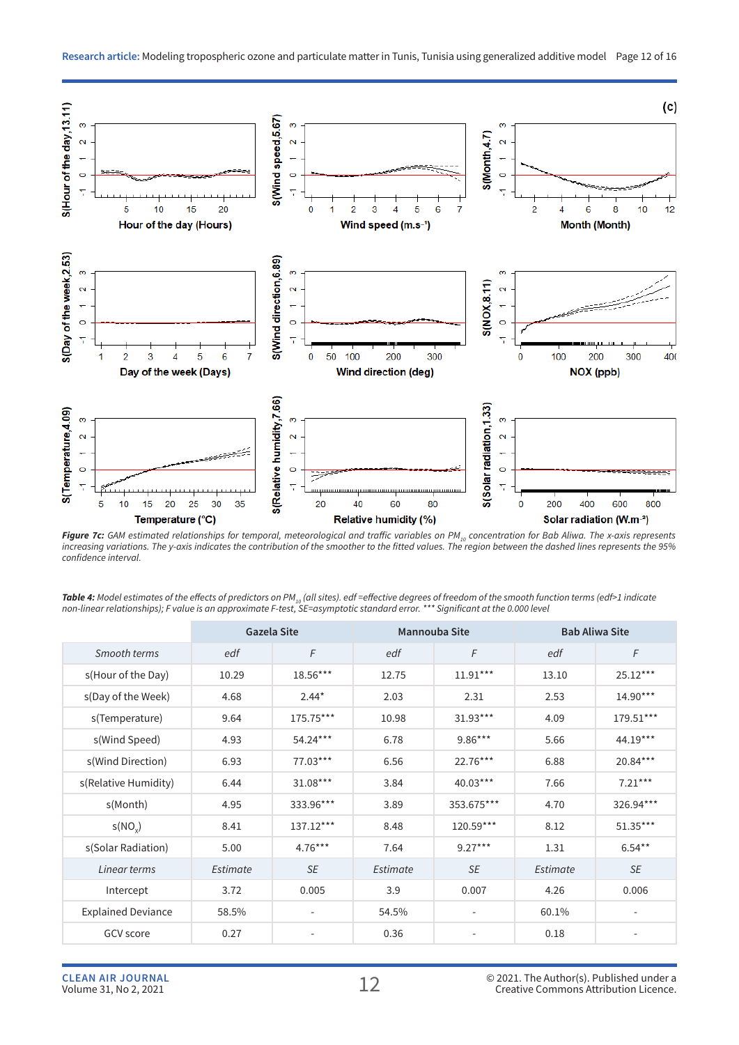***Figure 7c:*** *GAM estimated relationships for temporal, meteorological and traffic variables on $PM_{10}$ concentration for Bab Aliwa. The x-axis represents increasing variations. The y-axis indicates the contribution of the smoother to the fitted values. The region between the dashed lines represents the 95% confidence interval.*

***Table 4:*** *Model estimates of the effects of predictors on $PM_{10}$ (all sites). edf =effective degrees of freedom of the smooth function terms (edf>1 indicate non-linear relationships); F value is an approximate F-test, SE=asymptotic standard error. *** Significant at the 0.000 level*

| | Gazela Site | | Mannouba Site | | Bab Aliwa Site | |
|---|---|---|---|---|---|---|
| *Smooth terms* | *edf* | *F* | *edf* | *F* | *edf* | *F* |
| s(Hour of the Day) | 10.29 | 18.56*** | 12.75 | 11.91*** | 13.10 | 25.12*** |
| s(Day of the Week) | 4.68 | 2.44* | 2.03 | 2.31 | 2.53 | 14.90*** |
| s(Temperature) | 9.64 | 175.75*** | 10.98 | 31.93*** | 4.09 | 179.51*** |
| s(Wind Speed) | 4.93 | 54.24*** | 6.78 | 9.86*** | 5.66 | 44.19*** |
| s(Wind Direction) | 6.93 | 77.03*** | 6.56 | 22.76*** | 6.88 | 20.84*** |
| s(Relative Humidity) | 6.44 | 31.08*** | 3.84 | 40.03*** | 7.66 | 7.21*** |
| s(Month) | 4.95 | 333.96*** | 3.89 | 353.675*** | 4.70 | 326.94*** |
| s($NO_x$) | 8.41 | 137.12*** | 8.48 | 120.59*** | 8.12 | 51.35*** |
| s(Solar Radiation) | 5.00 | 4.76*** | 7.64 | 9.27*** | 1.31 | 6.54** |
| *Linear terms* | *Estimate* | *SE* | *Estimate* | *SE* | *Estimate* | *SE* |
| Intercept | 3.72 | 0.005 | 3.9 | 0.007 | 4.26 | 0.006 |
| Explained Deviance | 58.5% | - | 54.5% | - | 60.1% | - |
| GCV score | 0.27 | - | 0.36 | - | 0.18 | - |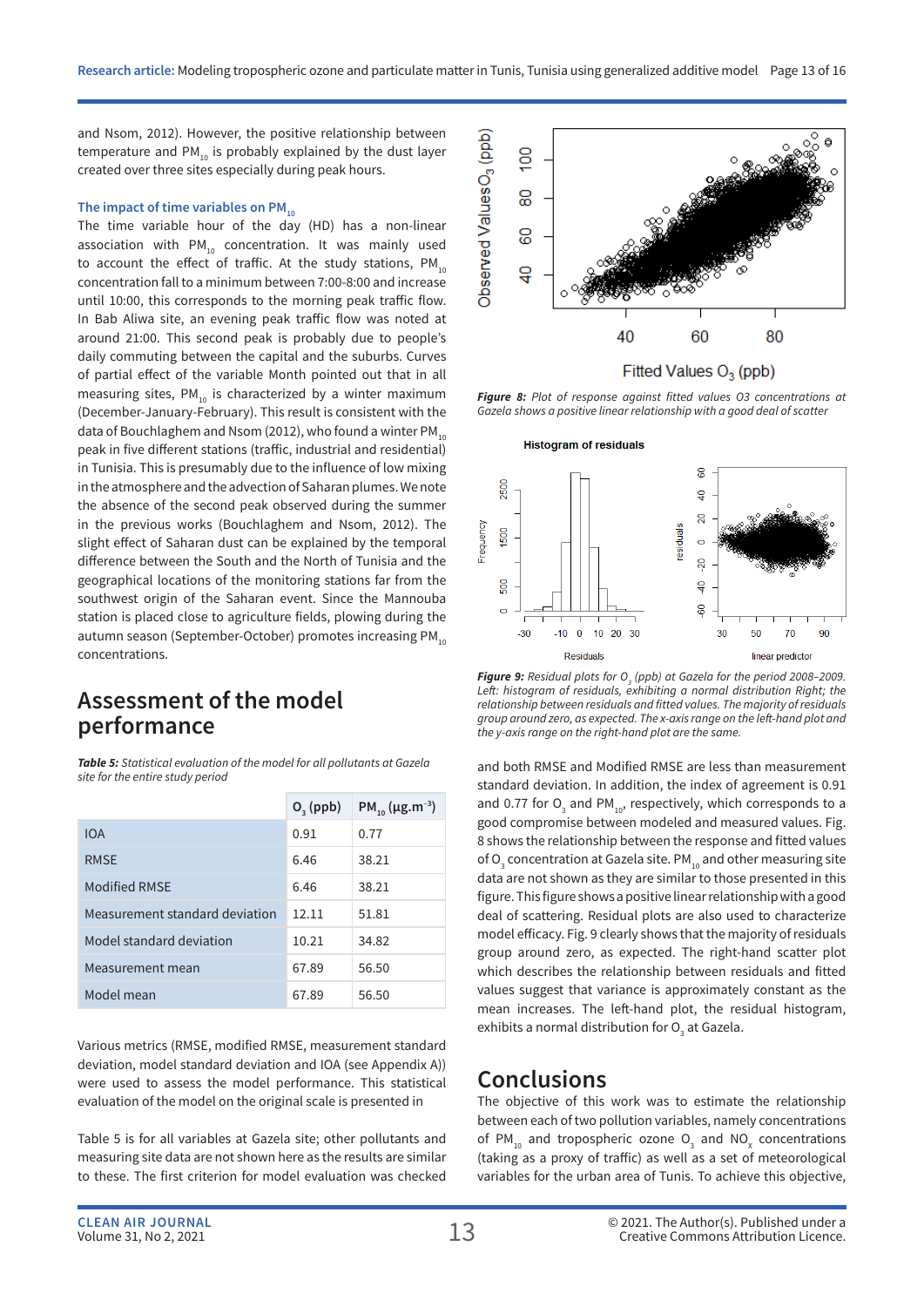and Nsom, 2012). However, the positive relationship between temperature and $PM_{10}$ is probably explained by the dust layer created over three sites especially during peak hours.

### The impact of time variables on $PM_{10}$

The time variable hour of the day (HD) has a non-linear association with $PM_{10}$ concentration. It was mainly used to account the effect of traffic. At the study stations, $PM_{10}$ concentration fall to a minimum between 7:00-8:00 and increase until 10:00, this corresponds to the morning peak traffic flow. In Bab Aliwa site, an evening peak traffic flow was noted at around 21:00. This second peak is probably due to people's daily commuting between the capital and the suburbs. Curves of partial effect of the variable Month pointed out that in all measuring sites, $PM_{10}$ is characterized by a winter maximum (December-January-February). This result is consistent with the data of Bouchlaghem and Nsom (2012), who found a winter $PM_{10}$ peak in five different stations (traffic, industrial and residential) in Tunisia. This is presumably due to the influence of low mixing in the atmosphere and the advection of Saharan plumes. We note the absence of the second peak observed during the summer in the previous works (Bouchlaghem and Nsom, 2012). The slight effect of Saharan dust can be explained by the temporal difference between the South and the North of Tunisia and the geographical locations of the monitoring stations far from the southwest origin of the Saharan event. Since the Mannouba station is placed close to agriculture fields, plowing during the autumn season (September-October) promotes increasing $PM_{10}$ concentrations.

## Assessment of the model performance

*Table 5: Statistical evaluation of the model for all pollutants at Gazela site for the entire study period*

| | $O_3$ (ppb) | $PM_{10}$ (µg.m$^{-3}$) |
|---|---|---|
| IOA | 0.91 | 0.77 |
| RMSE | 6.46 | 38.21 |
| Modified RMSE | 6.46 | 38.21 |
| Measurement standard deviation | 12.11 | 51.81 |
| Model standard deviation | 10.21 | 34.82 |
| Measurement mean | 67.89 | 56.50 |
| Model mean | 67.89 | 56.50 |

Various metrics (RMSE, modified RMSE, measurement standard deviation, model standard deviation and IOA (see Appendix A)) were used to assess the model performance. This statistical evaluation of the model on the original scale is presented in

Table 5 is for all variables at Gazela site; other pollutants and measuring site data are not shown here as the results are similar to these. The first criterion for model evaluation was checked

*Figure 8: Plot of response against fitted values O3 concentrations at Gazela shows a positive linear relationship with a good deal of scatter*

*Figure 9: Residual plots for $O_3$ (ppb) at Gazela for the period 2008–2009. Left: histogram of residuals, exhibiting a normal distribution Right; the relationship between residuals and fitted values. The majority of residuals group around zero, as expected. The x-axis range on the left-hand plot and the y-axis range on the right-hand plot are the same.*

and both RMSE and Modified RMSE are less than measurement standard deviation. In addition, the index of agreement is 0.91 and 0.77 for $O_3$ and $PM_{10}$, respectively, which corresponds to a good compromise between modeled and measured values. Fig. 8 shows the relationship between the response and fitted values of $O_3$ concentration at Gazela site. $PM_{10}$ and other measuring site data are not shown as they are similar to those presented in this figure. This figure shows a positive linear relationship with a good deal of scattering. Residual plots are also used to characterize model efficacy. Fig. 9 clearly shows that the majority of residuals group around zero, as expected. The right-hand scatter plot which describes the relationship between residuals and fitted values suggest that variance is approximately constant as the mean increases. The left-hand plot, the residual histogram, exhibits a normal distribution for $O_3$ at Gazela.

## Conclusions

The objective of this work was to estimate the relationship between each of two pollution variables, namely concentrations of $PM_{10}$ and tropospheric ozone $O_3$ and $NO_x$ concentrations (taking as a proxy of traffic) as well as a set of meteorological variables for the urban area of Tunis. To achieve this objective,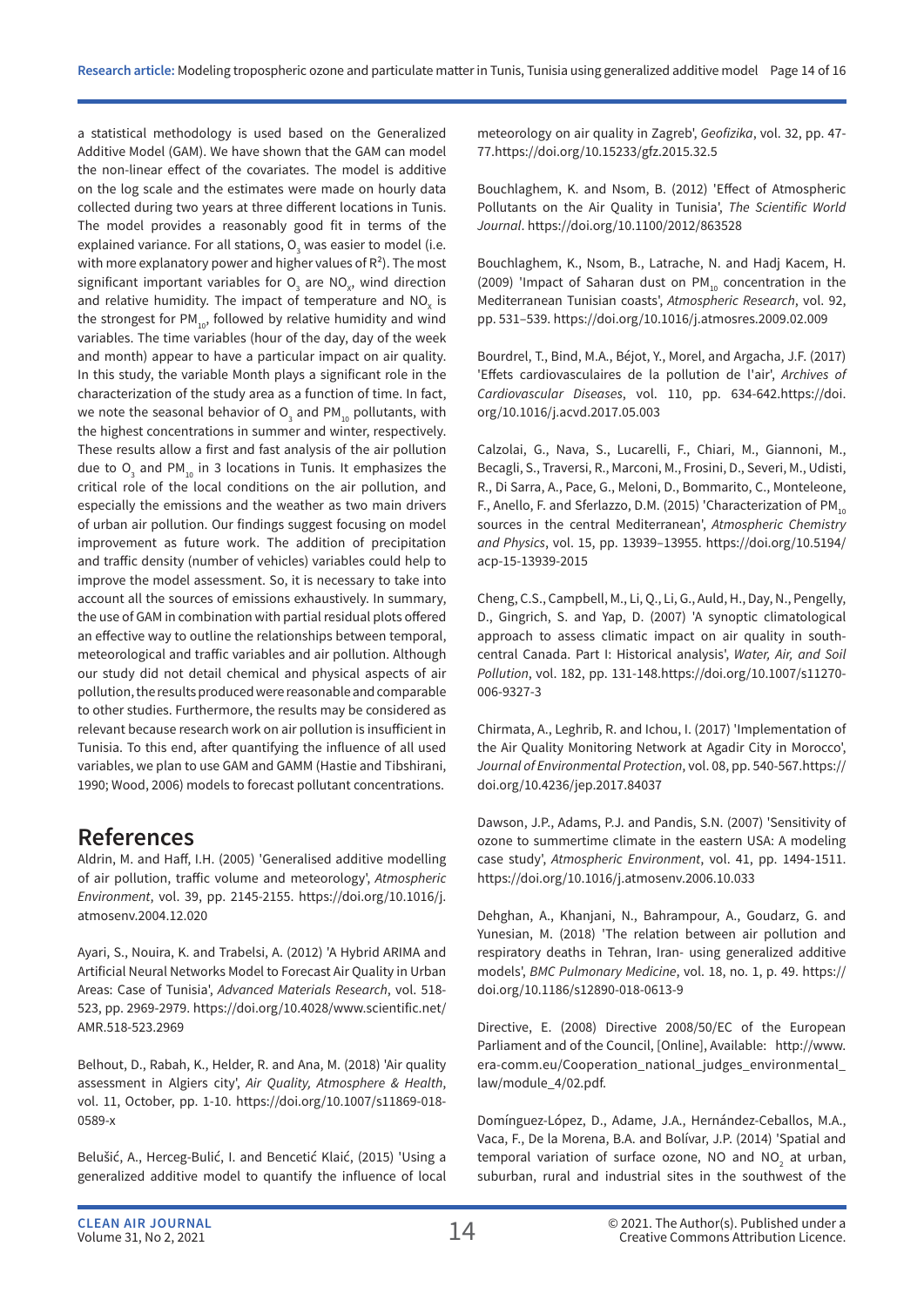a statistical methodology is used based on the Generalized Additive Model (GAM). We have shown that the GAM can model the non-linear effect of the covariates. The model is additive on the log scale and the estimates were made on hourly data collected during two years at three different locations in Tunis. The model provides a reasonably good fit in terms of the explained variance. For all stations, $O_3$ was easier to model (i.e. with more explanatory power and higher values of $R^2$). The most significant important variables for $O_3$ are $NO_x$, wind direction and relative humidity. The impact of temperature and $NO_x$ is the strongest for $PM_{10}$, followed by relative humidity and wind variables. The time variables (hour of the day, day of the week and month) appear to have a particular impact on air quality. In this study, the variable Month plays a significant role in the characterization of the study area as a function of time. In fact, we note the seasonal behavior of $O_3$ and $PM_{10}$ pollutants, with the highest concentrations in summer and winter, respectively. These results allow a first and fast analysis of the air pollution due to $O_3$ and $PM_{10}$ in 3 locations in Tunis. It emphasizes the critical role of the local conditions on the air pollution, and especially the emissions and the weather as two main drivers of urban air pollution. Our findings suggest focusing on model improvement as future work. The addition of precipitation and traffic density (number of vehicles) variables could help to improve the model assessment. So, it is necessary to take into account all the sources of emissions exhaustively. In summary, the use of GAM in combination with partial residual plots offered an effective way to outline the relationships between temporal, meteorological and traffic variables and air pollution. Although our study did not detail chemical and physical aspects of air pollution, the results produced were reasonable and comparable to other studies. Furthermore, the results may be considered as relevant because research work on air pollution is insufficient in Tunisia. To this end, after quantifying the influence of all used variables, we plan to use GAM and GAMM (Hastie and Tibshirani, 1990; Wood, 2006) models to forecast pollutant concentrations.

# References

Aldrin, M. and Haff, I.H. (2005) 'Generalised additive modelling of air pollution, traffic volume and meteorology', *Atmospheric Environment*, vol. 39, pp. 2145-2155. https://doi.org/10.1016/j.atmosenv.2004.12.020

Ayari, S., Nouira, K. and Trabelsi, A. (2012) 'A Hybrid ARIMA and Artificial Neural Networks Model to Forecast Air Quality in Urban Areas: Case of Tunisia', *Advanced Materials Research*, vol. 518-523, pp. 2969-2979. https://doi.org/10.4028/www.scientific.net/AMR.518-523.2969

Belhout, D., Rabah, K., Helder, R. and Ana, M. (2018) 'Air quality assessment in Algiers city', *Air Quality, Atmosphere & Health*, vol. 11, October, pp. 1-10. https://doi.org/10.1007/s11869-018-0589-x

Belušić, A., Herceg-Bulić, I. and Bencetić Klaić, (2015) 'Using a generalized additive model to quantify the influence of local meteorology on air quality in Zagreb', *Geofizika*, vol. 32, pp. 47-77.https://doi.org/10.15233/gfz.2015.32.5

Bouchlaghem, K. and Nsom, B. (2012) 'Effect of Atmospheric Pollutants on the Air Quality in Tunisia', *The Scientific World Journal*. https://doi.org/10.1100/2012/863528

Bouchlaghem, K., Nsom, B., Latrache, N. and Hadj Kacem, H. (2009) 'Impact of Saharan dust on $PM_{10}$ concentration in the Mediterranean Tunisian coasts', *Atmospheric Research*, vol. 92, pp. 531–539. https://doi.org/10.1016/j.atmosres.2009.02.009

Bourdrel, T., Bind, M.A., Béjot, Y., Morel, and Argacha, J.F. (2017) 'Effets cardiovasculaires de la pollution de l'air', *Archives of Cardiovascular Diseases*, vol. 110, pp. 634-642.https://doi.org/10.1016/j.acvd.2017.05.003

Calzolai, G., Nava, S., Lucarelli, F., Chiari, M., Giannoni, M., Becagli, S., Traversi, R., Marconi, M., Frosini, D., Severi, M., Udisti, R., Di Sarra, A., Pace, G., Meloni, D., Bommarito, C., Monteleone, F., Anello, F. and Sferlazzo, D.M. (2015) 'Characterization of $PM_{10}$ sources in the central Mediterranean', *Atmospheric Chemistry and Physics*, vol. 15, pp. 13939–13955. https://doi.org/10.5194/acp-15-13939-2015

Cheng, C.S., Campbell, M., Li, Q., Li, G., Auld, H., Day, N., Pengelly, D., Gingrich, S. and Yap, D. (2007) 'A synoptic climatological approach to assess climatic impact on air quality in south-central Canada. Part I: Historical analysis', *Water, Air, and Soil Pollution*, vol. 182, pp. 131-148.https://doi.org/10.1007/s11270-006-9327-3

Chirmata, A., Leghrib, R. and Ichou, I. (2017) 'Implementation of the Air Quality Monitoring Network at Agadir City in Morocco', *Journal of Environmental Protection*, vol. 08, pp. 540-567.https://doi.org/10.4236/jep.2017.84037

Dawson, J.P., Adams, P.J. and Pandis, S.N. (2007) 'Sensitivity of ozone to summertime climate in the eastern USA: A modeling case study', *Atmospheric Environment*, vol. 41, pp. 1494-1511. https://doi.org/10.1016/j.atmosenv.2006.10.033

Dehghan, A., Khanjani, N., Bahrampour, A., Goudarz, G. and Yunesian, M. (2018) 'The relation between air pollution and respiratory deaths in Tehran, Iran- using generalized additive models', *BMC Pulmonary Medicine*, vol. 18, no. 1, p. 49. https://doi.org/10.1186/s12890-018-0613-9

Directive, E. (2008) Directive 2008/50/EC of the European Parliament and of the Council, [Online], Available: http://www.era-comm.eu/Cooperation_national_judges_environmental_law/module_4/02.pdf.

Domínguez-López, D., Adame, J.A., Hernández-Ceballos, M.A., Vaca, F., De la Morena, B.A. and Bolívar, J.P. (2014) 'Spatial and temporal variation of surface ozone, NO and $NO_2$ at urban, suburban, rural and industrial sites in the southwest of the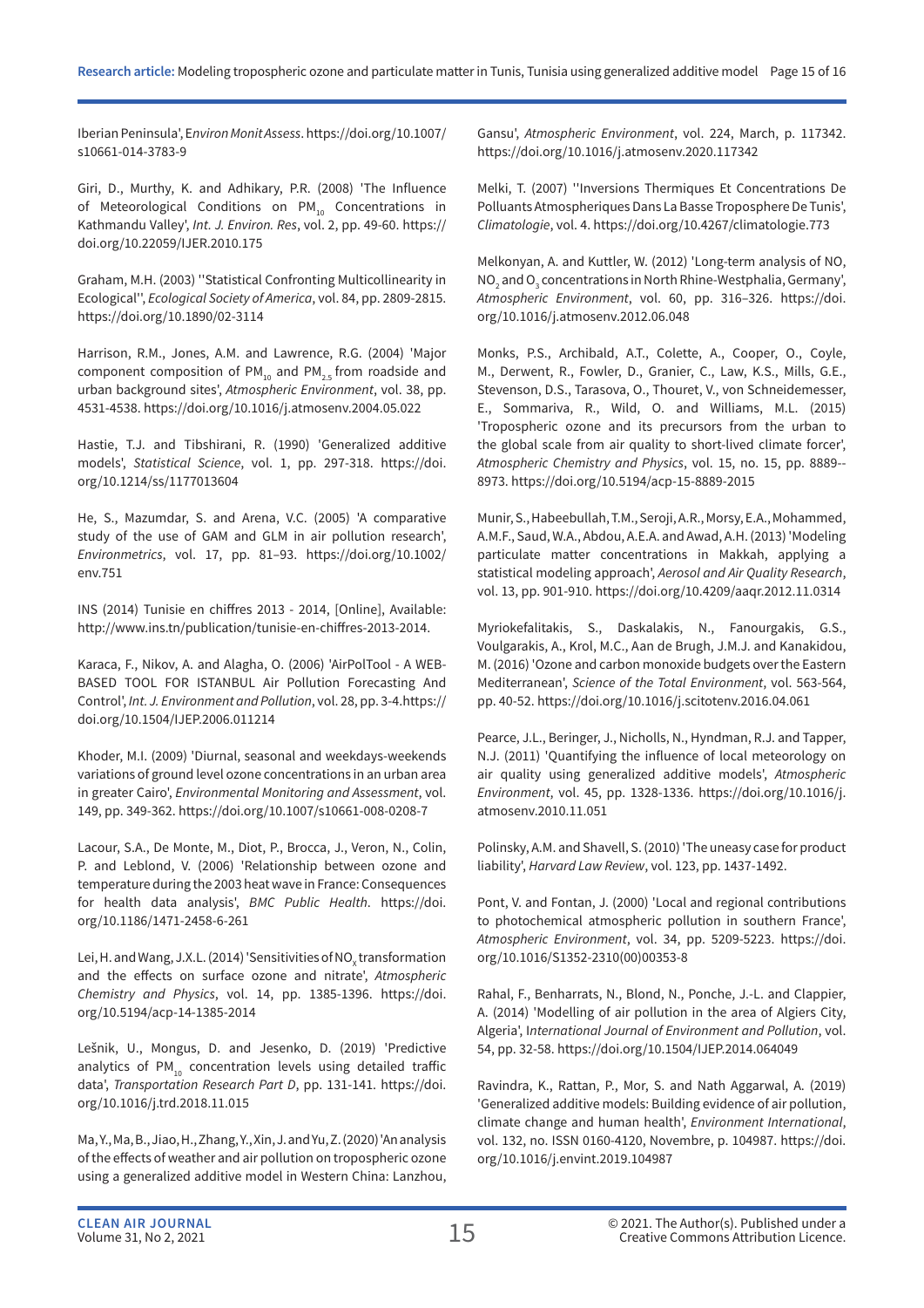Iberian Peninsula', E*nviron Monit Assess*. https://doi.org/10.1007/s10661-014-3783-9

Giri, D., Murthy, K. and Adhikary, P.R. (2008) 'The Influence of Meteorological Conditions on $PM_{10}$ Concentrations in Kathmandu Valley', *Int. J. Environ. Res*, vol. 2, pp. 49-60. https://doi.org/10.22059/IJER.2010.175

Graham, M.H. (2003) ''Statistical Confronting Multicollinearity in Ecological'', *Ecological Society of America*, vol. 84, pp. 2809-2815. https://doi.org/10.1890/02-3114

Harrison, R.M., Jones, A.M. and Lawrence, R.G. (2004) 'Major component composition of $PM_{10}$ and $PM_{2.5}$ from roadside and urban background sites', *Atmospheric Environment*, vol. 38, pp. 4531-4538. https://doi.org/10.1016/j.atmosenv.2004.05.022

Hastie, T.J. and Tibshirani, R. (1990) 'Generalized additive models', *Statistical Science*, vol. 1, pp. 297-318. https://doi.org/10.1214/ss/1177013604

He, S., Mazumdar, S. and Arena, V.C. (2005) 'A comparative study of the use of GAM and GLM in air pollution research', *Environmetrics*, vol. 17, pp. 81–93. https://doi.org/10.1002/env.751

INS (2014) Tunisie en chiffres 2013 - 2014, [Online], Available: http://www.ins.tn/publication/tunisie-en-chiffres-2013-2014.

Karaca, F., Nikov, A. and Alagha, O. (2006) 'AirPolTool - A WEB-BASED TOOL FOR ISTANBUL Air Pollution Forecasting And Control', *Int. J. Environment and Pollution*, vol. 28, pp. 3-4.https://doi.org/10.1504/IJEP.2006.011214

Khoder, M.I. (2009) 'Diurnal, seasonal and weekdays-weekends variations of ground level ozone concentrations in an urban area in greater Cairo', *Environmental Monitoring and Assessment*, vol. 149, pp. 349-362. https://doi.org/10.1007/s10661-008-0208-7

Lacour, S.A., De Monte, M., Diot, P., Brocca, J., Veron, N., Colin, P. and Leblond, V. (2006) 'Relationship between ozone and temperature during the 2003 heat wave in France: Consequences for health data analysis', *BMC Public Health*. https://doi.org/10.1186/1471-2458-6-261

Lei, H. and Wang, J.X.L. (2014) 'Sensitivities of $NO_x$ transformation and the effects on surface ozone and nitrate', *Atmospheric Chemistry and Physics*, vol. 14, pp. 1385-1396. https://doi.org/10.5194/acp-14-1385-2014

Lešnik, U., Mongus, D. and Jesenko, D. (2019) 'Predictive analytics of $PM_{10}$ concentration levels using detailed traffic data', *Transportation Research Part D*, pp. 131-141. https://doi.org/10.1016/j.trd.2018.11.015

Ma, Y., Ma, B., Jiao, H., Zhang, Y., Xin, J. and Yu, Z. (2020) 'An analysis of the effects of weather and air pollution on tropospheric ozone using a generalized additive model in Western China: Lanzhou, Gansu', *Atmospheric Environment*, vol. 224, March, p. 117342. https://doi.org/10.1016/j.atmosenv.2020.117342

Melki, T. (2007) ''Inversions Thermiques Et Concentrations De Polluants Atmospheriques Dans La Basse Troposphere De Tunis', *Climatologie*, vol. 4. https://doi.org/10.4267/climatologie.773

Melkonyan, A. and Kuttler, W. (2012) 'Long-term analysis of NO, $NO_2$ and $O_3$ concentrations in North Rhine-Westphalia, Germany', *Atmospheric Environment*, vol. 60, pp. 316–326. https://doi.org/10.1016/j.atmosenv.2012.06.048

Monks, P.S., Archibald, A.T., Colette, A., Cooper, O., Coyle, M., Derwent, R., Fowler, D., Granier, C., Law, K.S., Mills, G.E., Stevenson, D.S., Tarasova, O., Thouret, V., von Schneidemesser, E., Sommariva, R., Wild, O. and Williams, M.L. (2015) 'Tropospheric ozone and its precursors from the urban to the global scale from air quality to short-lived climate forcer', *Atmospheric Chemistry and Physics*, vol. 15, no. 15, pp. 8889--8973. https://doi.org/10.5194/acp-15-8889-2015

Munir, S., Habeebullah, T.M., Seroji, A.R., Morsy, E.A., Mohammed, A.M.F., Saud, W.A., Abdou, A.E.A. and Awad, A.H. (2013) 'Modeling particulate matter concentrations in Makkah, applying a statistical modeling approach', *Aerosol and Air Quality Research*, vol. 13, pp. 901-910. https://doi.org/10.4209/aaqr.2012.11.0314

Myriokefalitakis, S., Daskalakis, N., Fanourgakis, G.S., Voulgarakis, A., Krol, M.C., Aan de Brugh, J.M.J. and Kanakidou, M. (2016) 'Ozone and carbon monoxide budgets over the Eastern Mediterranean', *Science of the Total Environment*, vol. 563-564, pp. 40-52. https://doi.org/10.1016/j.scitotenv.2016.04.061

Pearce, J.L., Beringer, J., Nicholls, N., Hyndman, R.J. and Tapper, N.J. (2011) 'Quantifying the influence of local meteorology on air quality using generalized additive models', *Atmospheric Environment*, vol. 45, pp. 1328-1336. https://doi.org/10.1016/j.atmosenv.2010.11.051

Polinsky, A.M. and Shavell, S. (2010) 'The uneasy case for product liability', *Harvard Law Review*, vol. 123, pp. 1437-1492.

Pont, V. and Fontan, J. (2000) 'Local and regional contributions to photochemical atmospheric pollution in southern France', *Atmospheric Environment*, vol. 34, pp. 5209-5223. https://doi.org/10.1016/S1352-2310(00)00353-8

Rahal, F., Benharrats, N., Blond, N., Ponche, J.-L. and Clappier, A. (2014) 'Modelling of air pollution in the area of Algiers City, Algeria', I*nternational Journal of Environment and Pollution*, vol. 54, pp. 32-58. https://doi.org/10.1504/IJEP.2014.064049

Ravindra, K., Rattan, P., Mor, S. and Nath Aggarwal, A. (2019) 'Generalized additive models: Building evidence of air pollution, climate change and human health', *Environment International*, vol. 132, no. ISSN 0160-4120, Novembre, p. 104987. https://doi.org/10.1016/j.envint.2019.104987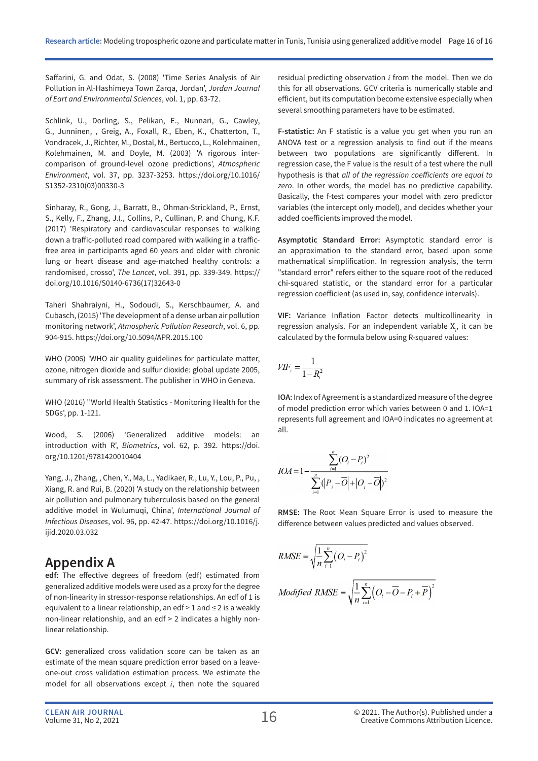Saffarini, G. and Odat, S. (2008) 'Time Series Analysis of Air Pollution in Al-Hashimeya Town Zarqa, Jordan', *Jordan Journal of Eart and Environmental Sciences*, vol. 1, pp. 63-72.

Schlink, U., Dorling, S., Pelikan, E., Nunnari, G., Cawley, G., Junninen, , Greig, A., Foxall, R., Eben, K., Chatterton, T., Vondracek, J., Richter, M., Dostal, M., Bertucco, L., Kolehmainen, Kolehmainen, M. and Doyle, M. (2003) 'A rigorous inter-comparison of ground-level ozone predictions', *Atmospheric Environment*, vol. 37, pp. 3237-3253. https://doi.org/10.1016/S1352-2310(03)00330-3

Sinharay, R., Gong, J., Barratt, B., Ohman-Strickland, P., Ernst, S., Kelly, F., Zhang, J.(., Collins, P., Cullinan, P. and Chung, K.F. (2017) 'Respiratory and cardiovascular responses to walking down a traffic-polluted road compared with walking in a traffic-free area in participants aged 60 years and older with chronic lung or heart disease and age-matched healthy controls: a randomised, crosso', *The Lancet*, vol. 391, pp. 339-349. https://doi.org/10.1016/S0140-6736(17)32643-0

Taheri Shahraiyni, H., Sodoudi, S., Kerschbaumer, A. and Cubasch, (2015) 'The development of a dense urban air pollution monitoring network', *Atmospheric Pollution Research*, vol. 6, pp. 904-915. https://doi.org/10.5094/APR.2015.100

WHO (2006) 'WHO air quality guidelines for particulate matter, ozone, nitrogen dioxide and sulfur dioxide: global update 2005, summary of risk assessment. The publisher in WHO in Geneva.

WHO (2016) ''World Health Statistics - Monitoring Health for the SDGs', pp. 1-121.

Wood, S. (2006) 'Generalized additive models: an introduction with R', *Biometrics*, vol. 62, p. 392. https://doi.org/10.1201/9781420010404

Yang, J., Zhang, , Chen, Y., Ma, L., Yadikaer, R., Lu, Y., Lou, P., Pu, , Xiang, R. and Rui, B. (2020) 'A study on the relationship between air pollution and pulmonary tuberculosis based on the general additive model in Wulumuqi, China', *International Journal of Infectious Diseases*, vol. 96, pp. 42-47. https://doi.org/10.1016/j.ijid.2020.03.032

# Appendix A

**edf:** The effective degrees of freedom (edf) estimated from generalized additive models were used as a proxy for the degree of non-linearity in stressor-response relationships. An edf of 1 is equivalent to a linear relationship, an edf > 1 and ≤ 2 is a weakly non-linear relationship, and an edf > 2 indicates a highly non-linear relationship.

**GCV:** generalized cross validation score can be taken as an estimate of the mean square prediction error based on a leave-one-out cross validation estimation process. We estimate the model for all observations except $i$, then note the squared residual predicting observation $i$ from the model. Then we do this for all observations. GCV criteria is numerically stable and efficient, but its computation become extensive especially when several smoothing parameters have to be estimated.

**F-statistic:** An F statistic is a value you get when you run an ANOVA test or a regression analysis to find out if the means between two populations are significantly different. In regression case, the F value is the result of a test where the null hypothesis is that *all of the regression coefficients are equal to zero*. In other words, the model has no predictive capability. Basically, the f-test compares your model with zero predictor variables (the intercept only model), and decides whether your added coefficients improved the model.

**Asymptotic Standard Error:** Asymptotic standard error is an approximation to the standard error, based upon some mathematical simplification. In regression analysis, the term "standard error" refers either to the square root of the reduced chi-squared statistic, or the standard error for a particular regression coefficient (as used in, say, confidence intervals).

**VIF:** Variance Inflation Factor detects multicollinearity in regression analysis. For an independent variable $X_i$, it can be calculated by the formula below using R-squared values:

$$VIF_i = \frac{1}{1-R_i^2}$$

**IOA:** Index of Agreement is a standardized measure of the degree of model prediction error which varies between 0 and 1. IOA=1 represents full agreement and IOA=0 indicates no agreement at all.

$$IOA = 1 - \frac{\sum_{i=1}^{n}(O_i - P_i)^2}{\sum_{i=1}^{n}(|P_i - \overline{O}| + |O_i - \overline{O}|)^2}$$

**RMSE:** The Root Mean Square Error is used to measure the difference between values predicted and values observed.

$$RMSE = \sqrt{\frac{1}{n}\sum_{i=1}^{n}(O_i - P_i)^2}$$

$$Modified\ RMSE = \sqrt{\frac{1}{n}\sum_{i=1}^{n}\left(O_i - \overline{O} - P_i + \overline{P}\right)^2}$$